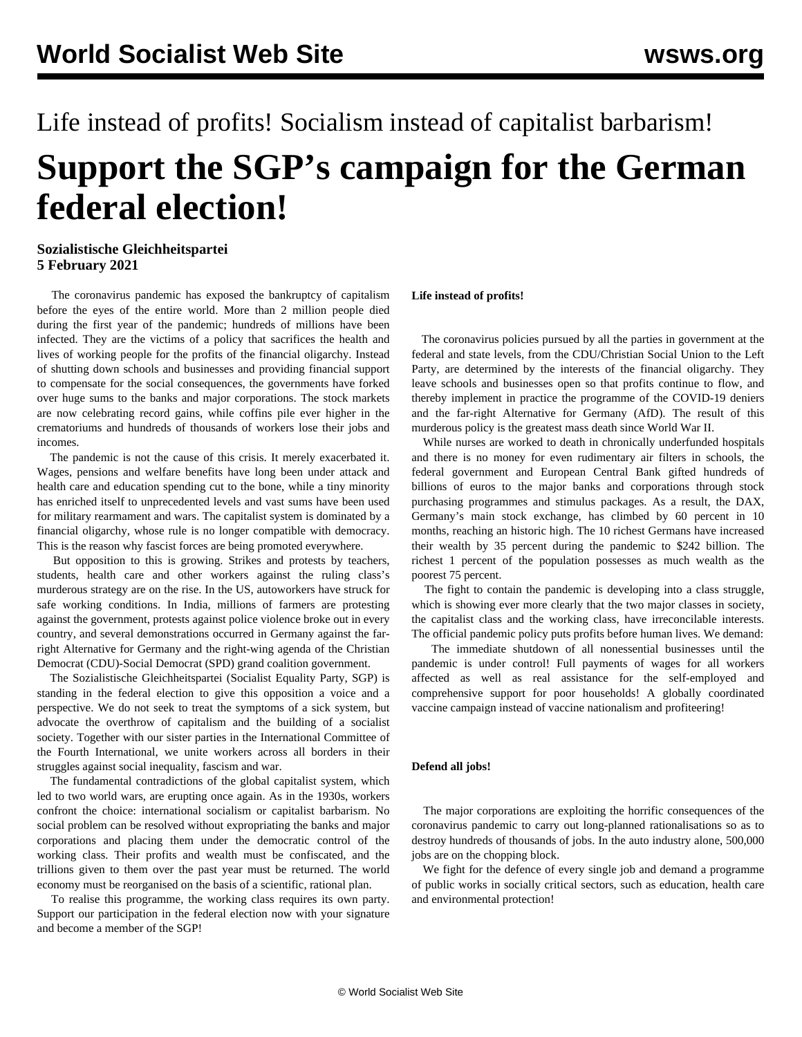Life instead of profits! Socialism instead of capitalist barbarism!

# Support the SGP's campaign for the German federal election!

**Sozialistische Gleichheitspartei**
**5 February 2021**

The coronavirus pandemic has exposed the bankruptcy of capitalism before the eyes of the entire world. More than 2 million people died during the first year of the pandemic; hundreds of millions have been infected. They are the victims of a policy that sacrifices the health and lives of working people for the profits of the financial oligarchy. Instead of shutting down schools and businesses and providing financial support to compensate for the social consequences, the governments have forked over huge sums to the banks and major corporations. The stock markets are now celebrating record gains, while coffins pile ever higher in the crematoriums and hundreds of thousands of workers lose their jobs and incomes.

The pandemic is not the cause of this crisis. It merely exacerbated it. Wages, pensions and welfare benefits have long been under attack and health care and education spending cut to the bone, while a tiny minority has enriched itself to unprecedented levels and vast sums have been used for military rearmament and wars. The capitalist system is dominated by a financial oligarchy, whose rule is no longer compatible with democracy. This is the reason why fascist forces are being promoted everywhere.

But opposition to this is growing. Strikes and protests by teachers, students, health care and other workers against the ruling class's murderous strategy are on the rise. In the US, autoworkers have struck for safe working conditions. In India, millions of farmers are protesting against the government, protests against police violence broke out in every country, and several demonstrations occurred in Germany against the far-right Alternative for Germany and the right-wing agenda of the Christian Democrat (CDU)-Social Democrat (SPD) grand coalition government.

The Sozialistische Gleichheitspartei (Socialist Equality Party, SGP) is standing in the federal election to give this opposition a voice and a perspective. We do not seek to treat the symptoms of a sick system, but advocate the overthrow of capitalism and the building of a socialist society. Together with our sister parties in the International Committee of the Fourth International, we unite workers across all borders in their struggles against social inequality, fascism and war.

The fundamental contradictions of the global capitalist system, which led to two world wars, are erupting once again. As in the 1930s, workers confront the choice: international socialism or capitalist barbarism. No social problem can be resolved without expropriating the banks and major corporations and placing them under the democratic control of the working class. Their profits and wealth must be confiscated, and the trillions given to them over the past year must be returned. The world economy must be reorganised on the basis of a scientific, rational plan.

To realise this programme, the working class requires its own party. Support our participation in the federal election now with your signature and become a member of the SGP!

**Life instead of profits!**

The coronavirus policies pursued by all the parties in government at the federal and state levels, from the CDU/Christian Social Union to the Left Party, are determined by the interests of the financial oligarchy. They leave schools and businesses open so that profits continue to flow, and thereby implement in practice the programme of the COVID-19 deniers and the far-right Alternative for Germany (AfD). The result of this murderous policy is the greatest mass death since World War II.

While nurses are worked to death in chronically underfunded hospitals and there is no money for even rudimentary air filters in schools, the federal government and European Central Bank gifted hundreds of billions of euros to the major banks and corporations through stock purchasing programmes and stimulus packages. As a result, the DAX, Germany's main stock exchange, has climbed by 60 percent in 10 months, reaching an historic high. The 10 richest Germans have increased their wealth by 35 percent during the pandemic to $242 billion. The richest 1 percent of the population possesses as much wealth as the poorest 75 percent.

The fight to contain the pandemic is developing into a class struggle, which is showing ever more clearly that the two major classes in society, the capitalist class and the working class, have irreconcilable interests. The official pandemic policy puts profits before human lives. We demand:

The immediate shutdown of all nonessential businesses until the pandemic is under control! Full payments of wages for all workers affected as well as real assistance for the self-employed and comprehensive support for poor households! A globally coordinated vaccine campaign instead of vaccine nationalism and profiteering!

**Defend all jobs!**

The major corporations are exploiting the horrific consequences of the coronavirus pandemic to carry out long-planned rationalisations so as to destroy hundreds of thousands of jobs. In the auto industry alone, 500,000 jobs are on the chopping block.

We fight for the defence of every single job and demand a programme of public works in socially critical sectors, such as education, health care and environmental protection!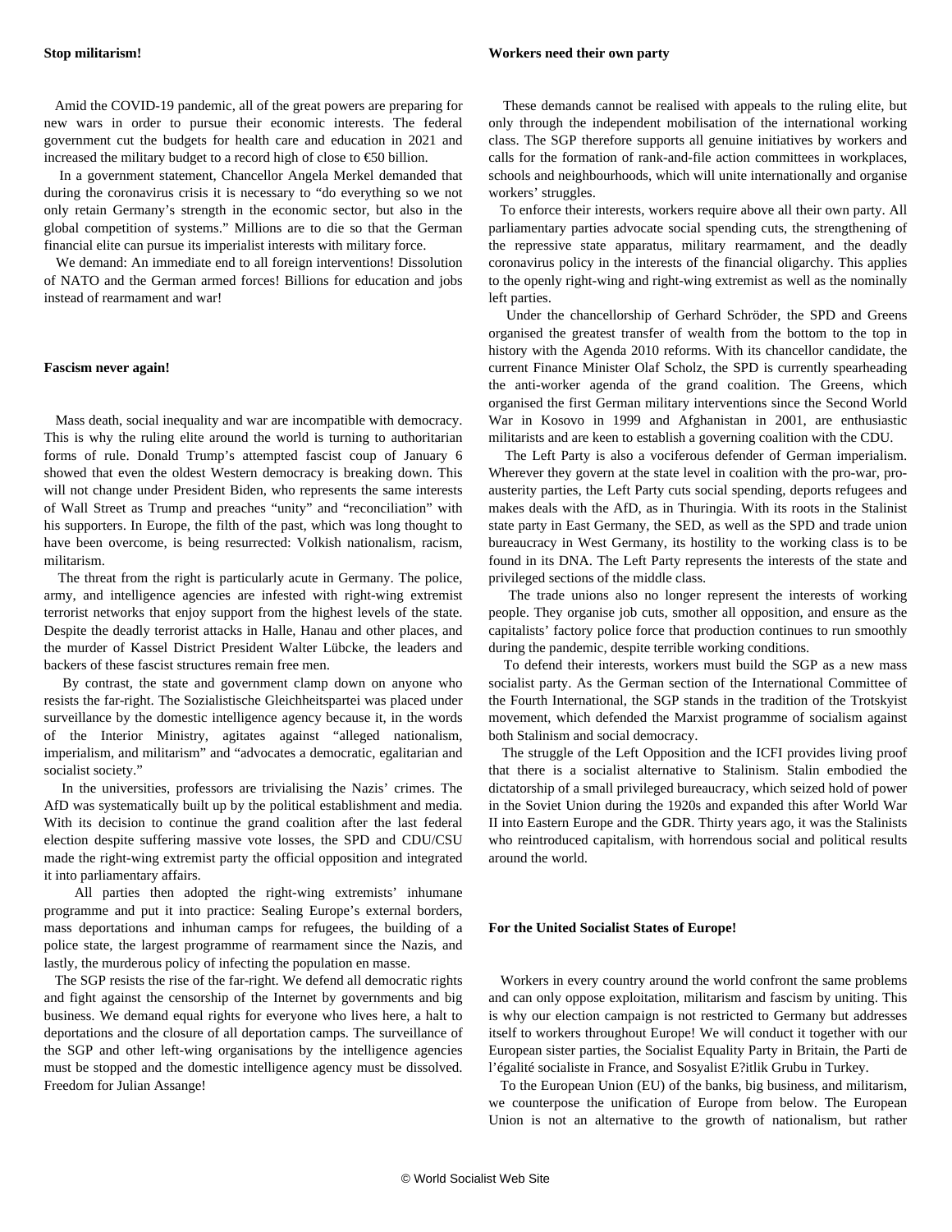**Stop militarism!**

Amid the COVID-19 pandemic, all of the great powers are preparing for new wars in order to pursue their economic interests. The federal government cut the budgets for health care and education in 2021 and increased the military budget to a record high of close to €50 billion.

In a government statement, Chancellor Angela Merkel demanded that during the coronavirus crisis it is necessary to "do everything so we not only retain Germany's strength in the economic sector, but also in the global competition of systems." Millions are to die so that the German financial elite can pursue its imperialist interests with military force.

We demand: An immediate end to all foreign interventions! Dissolution of NATO and the German armed forces! Billions for education and jobs instead of rearmament and war!

**Fascism never again!**

Mass death, social inequality and war are incompatible with democracy. This is why the ruling elite around the world is turning to authoritarian forms of rule. Donald Trump's attempted fascist coup of January 6 showed that even the oldest Western democracy is breaking down. This will not change under President Biden, who represents the same interests of Wall Street as Trump and preaches "unity" and "reconciliation" with his supporters. In Europe, the filth of the past, which was long thought to have been overcome, is being resurrected: Volkish nationalism, racism, militarism.

The threat from the right is particularly acute in Germany. The police, army, and intelligence agencies are infested with right-wing extremist terrorist networks that enjoy support from the highest levels of the state. Despite the deadly terrorist attacks in Halle, Hanau and other places, and the murder of Kassel District President Walter Lübcke, the leaders and backers of these fascist structures remain free men.

By contrast, the state and government clamp down on anyone who resists the far-right. The Sozialistische Gleichheitspartei was placed under surveillance by the domestic intelligence agency because it, in the words of the Interior Ministry, agitates against "alleged nationalism, imperialism, and militarism" and "advocates a democratic, egalitarian and socialist society."

In the universities, professors are trivialising the Nazis' crimes. The AfD was systematically built up by the political establishment and media. With its decision to continue the grand coalition after the last federal election despite suffering massive vote losses, the SPD and CDU/CSU made the right-wing extremist party the official opposition and integrated it into parliamentary affairs.

All parties then adopted the right-wing extremists' inhumane programme and put it into practice: Sealing Europe's external borders, mass deportations and inhuman camps for refugees, the building of a police state, the largest programme of rearmament since the Nazis, and lastly, the murderous policy of infecting the population en masse.

The SGP resists the rise of the far-right. We defend all democratic rights and fight against the censorship of the Internet by governments and big business. We demand equal rights for everyone who lives here, a halt to deportations and the closure of all deportation camps. The surveillance of the SGP and other left-wing organisations by the intelligence agencies must be stopped and the domestic intelligence agency must be dissolved. Freedom for Julian Assange!

**Workers need their own party**

These demands cannot be realised with appeals to the ruling elite, but only through the independent mobilisation of the international working class. The SGP therefore supports all genuine initiatives by workers and calls for the formation of rank-and-file action committees in workplaces, schools and neighbourhoods, which will unite internationally and organise workers' struggles.

To enforce their interests, workers require above all their own party. All parliamentary parties advocate social spending cuts, the strengthening of the repressive state apparatus, military rearmament, and the deadly coronavirus policy in the interests of the financial oligarchy. This applies to the openly right-wing and right-wing extremist as well as the nominally left parties.

Under the chancellorship of Gerhard Schröder, the SPD and Greens organised the greatest transfer of wealth from the bottom to the top in history with the Agenda 2010 reforms. With its chancellor candidate, the current Finance Minister Olaf Scholz, the SPD is currently spearheading the anti-worker agenda of the grand coalition. The Greens, which organised the first German military interventions since the Second World War in Kosovo in 1999 and Afghanistan in 2001, are enthusiastic militarists and are keen to establish a governing coalition with the CDU.

The Left Party is also a vociferous defender of German imperialism. Wherever they govern at the state level in coalition with the pro-war, pro-austerity parties, the Left Party cuts social spending, deports refugees and makes deals with the AfD, as in Thuringia. With its roots in the Stalinist state party in East Germany, the SED, as well as the SPD and trade union bureaucracy in West Germany, its hostility to the working class is to be found in its DNA. The Left Party represents the interests of the state and privileged sections of the middle class.

The trade unions also no longer represent the interests of working people. They organise job cuts, smother all opposition, and ensure as the capitalists' factory police force that production continues to run smoothly during the pandemic, despite terrible working conditions.

To defend their interests, workers must build the SGP as a new mass socialist party. As the German section of the International Committee of the Fourth International, the SGP stands in the tradition of the Trotskyist movement, which defended the Marxist programme of socialism against both Stalinism and social democracy.

The struggle of the Left Opposition and the ICFI provides living proof that there is a socialist alternative to Stalinism. Stalin embodied the dictatorship of a small privileged bureaucracy, which seized hold of power in the Soviet Union during the 1920s and expanded this after World War II into Eastern Europe and the GDR. Thirty years ago, it was the Stalinists who reintroduced capitalism, with horrendous social and political results around the world.

**For the United Socialist States of Europe!**

Workers in every country around the world confront the same problems and can only oppose exploitation, militarism and fascism by uniting. This is why our election campaign is not restricted to Germany but addresses itself to workers throughout Europe! We will conduct it together with our European sister parties, the Socialist Equality Party in Britain, the Parti de l'égalité socialiste in France, and Sosyalist E?itlik Grubu in Turkey.

To the European Union (EU) of the banks, big business, and militarism, we counterpose the unification of Europe from below. The European Union is not an alternative to the growth of nationalism, but rather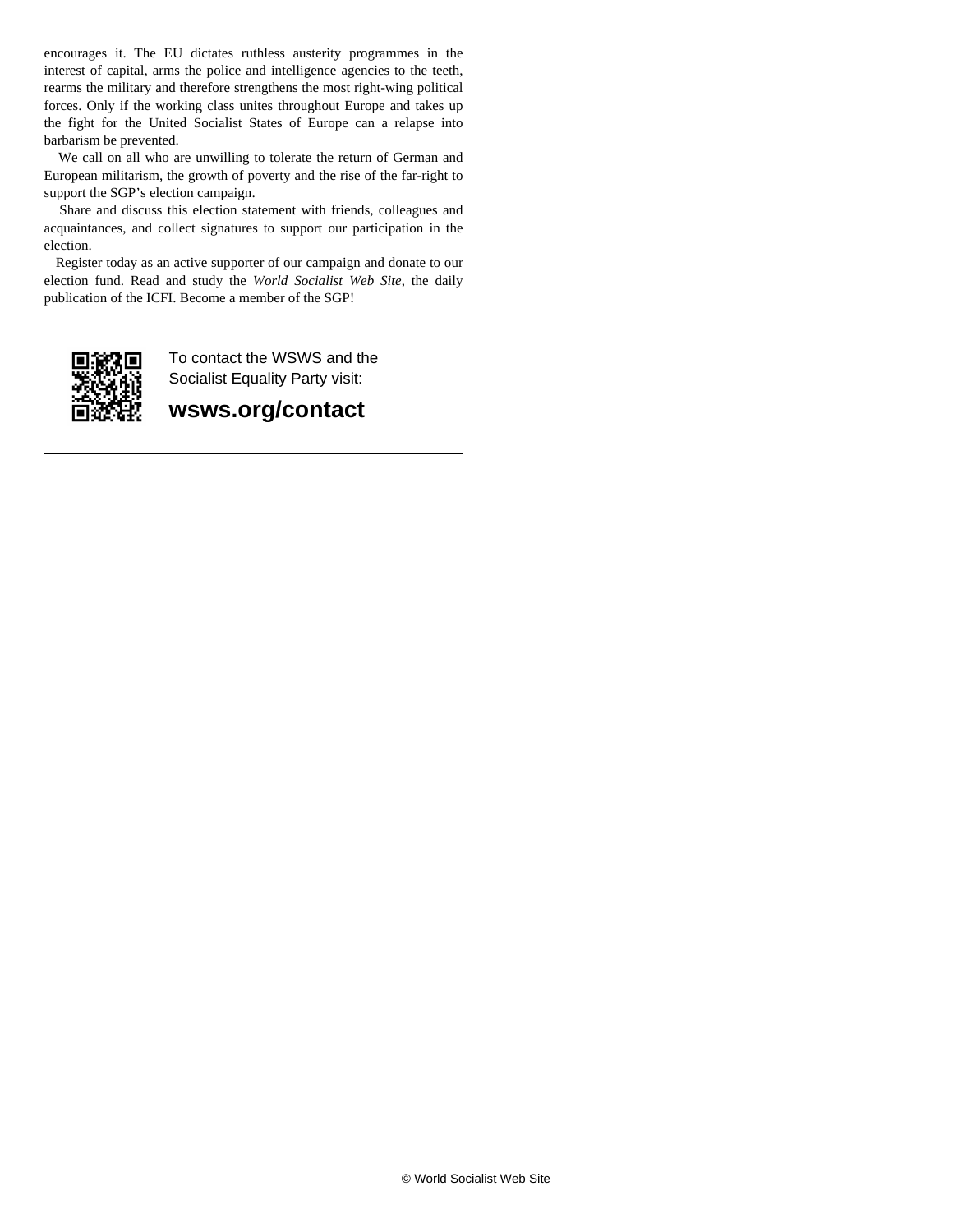encourages it. The EU dictates ruthless austerity programmes in the interest of capital, arms the police and intelligence agencies to the teeth, rearms the military and therefore strengthens the most right-wing political forces. Only if the working class unites throughout Europe and takes up the fight for the United Socialist States of Europe can a relapse into barbarism be prevented.

We call on all who are unwilling to tolerate the return of German and European militarism, the growth of poverty and the rise of the far-right to support the SGP's election campaign.

Share and discuss this election statement with friends, colleagues and acquaintances, and collect signatures to support our participation in the election.

Register today as an active supporter of our campaign and donate to our election fund. Read and study the *World Socialist Web Site*, the daily publication of the ICFI. Become a member of the SGP!

To contact the WSWS and the Socialist Equality Party visit:

**wsws.org/contact**

© World Socialist Web Site